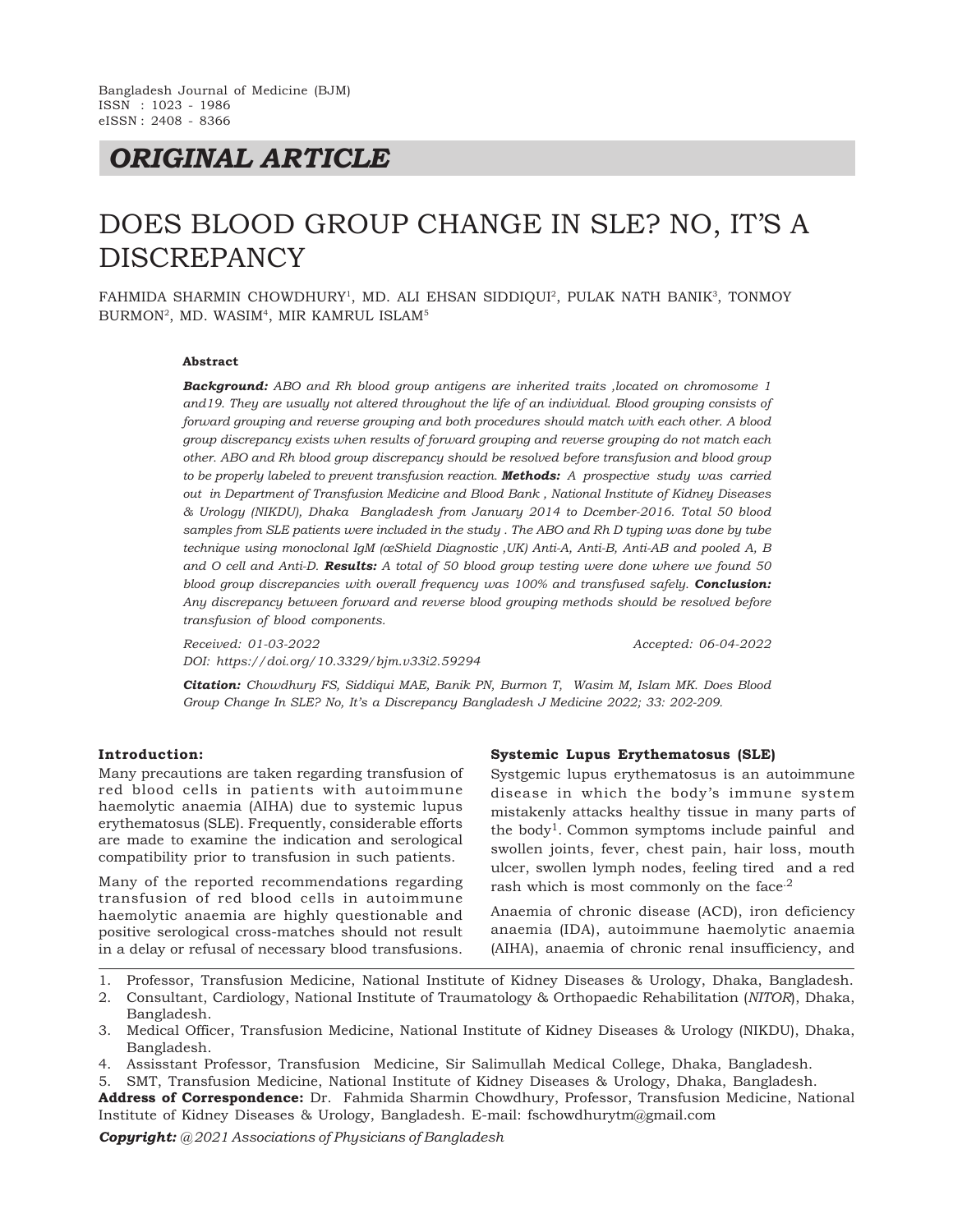Bangladesh Journal of Medicine (BJM)
ISSN : 1023 - 1986
eISSN : 2408 - 8366

## *ORIGINAL ARTICLE*

# DOES BLOOD GROUP CHANGE IN SLE? NO, IT'S A DISCREPANCY

FAHMIDA SHARMIN CHOWDHURY[1], MD. ALI EHSAN SIDDIQUI[2], PULAK NATH BANIK[3], TONMOY BURMON[2], MD. WASIM[4], MIR KAMRUL ISLAM[5]

**Abstract**

***Background:*** *ABO and Rh blood group antigens are inherited traits ,located on chromosome 1 and19. They are usually not altered throughout the life of an individual. Blood grouping consists of forward grouping and reverse grouping and both procedures should match with each other. A blood group discrepancy exists when results of forward grouping and reverse grouping do not match each other. ABO and Rh blood group discrepancy should be resolved before transfusion and blood group to be properly labeled to prevent transfusion reaction.* ***Methods:*** *A prospective study was carried out in Department of Transfusion Medicine and Blood Bank , National Institute of Kidney Diseases & Urology (NIKDU), Dhaka Bangladesh from January 2014 to Dcember-2016. Total 50 blood samples from SLE patients were included in the study . The ABO and Rh D typing was done by tube technique using monoclonal IgM (œShield Diagnostic ,UK) Anti-A, Anti-B, Anti-AB and pooled A, B and O cell and Anti-D.* ***Results:*** *A total of 50 blood group testing were done where we found 50 blood group discrepancies with overall frequency was 100% and transfused safely.* ***Conclusion:*** *Any discrepancy between forward and reverse blood grouping methods should be resolved before transfusion of blood components.*

*Received: 01-03-2022* *Accepted: 06-04-2022*
*DOI: https://doi.org/10.3329/bjm.v33i2.59294*

***Citation:*** *Chowdhury FS, Siddiqui MAE, Banik PN, Burmon T, Wasim M, Islam MK. Does Blood Group Change In SLE? No, It's a Discrepancy Bangladesh J Medicine 2022; 33: 202-209.*

### Introduction:

Many precautions are taken regarding transfusion of red blood cells in patients with autoimmune haemolytic anaemia (AIHA) due to systemic lupus erythematosus (SLE). Frequently, considerable efforts are made to examine the indication and serological compatibility prior to transfusion in such patients.

Many of the reported recommendations regarding transfusion of red blood cells in autoimmune haemolytic anaemia are highly questionable and positive serological cross-matches should not result in a delay or refusal of necessary blood transfusions.

### Systemic Lupus Erythematosus (SLE)

Systgemic lupus erythematosus is an autoimmune disease in which the body's immune system mistakenly attacks healthy tissue in many parts of the body[1]. Common symptoms include painful and swollen joints, fever, chest pain, hair loss, mouth ulcer, swollen lymph nodes, feeling tired and a red rash which is most commonly on the face.[2]

Anaemia of chronic disease (ACD), iron deficiency anaemia (IDA), autoimmune haemolytic anaemia (AIHA), anaemia of chronic renal insufficiency, and

1. Professor, Transfusion Medicine, National Institute of Kidney Diseases & Urology, Dhaka, Bangladesh.
2. Consultant, Cardiology, National Institute of Traumatology & Orthopaedic Rehabilitation (*NITOR*), Dhaka, Bangladesh.
3. Medical Officer, Transfusion Medicine, National Institute of Kidney Diseases & Urology (NIKDU), Dhaka, Bangladesh.
4. Assisstant Professor, Transfusion Medicine, Sir Salimullah Medical College, Dhaka, Bangladesh.
5. SMT, Transfusion Medicine, National Institute of Kidney Diseases & Urology, Dhaka, Bangladesh.

**Address of Correspondence:** Dr. Fahmida Sharmin Chowdhury, Professor, Transfusion Medicine, National Institute of Kidney Diseases & Urology, Bangladesh. E-mail: fschowdhurytm@gmail.com

***Copyright:*** *@2021 Associations of Physicians of Bangladesh*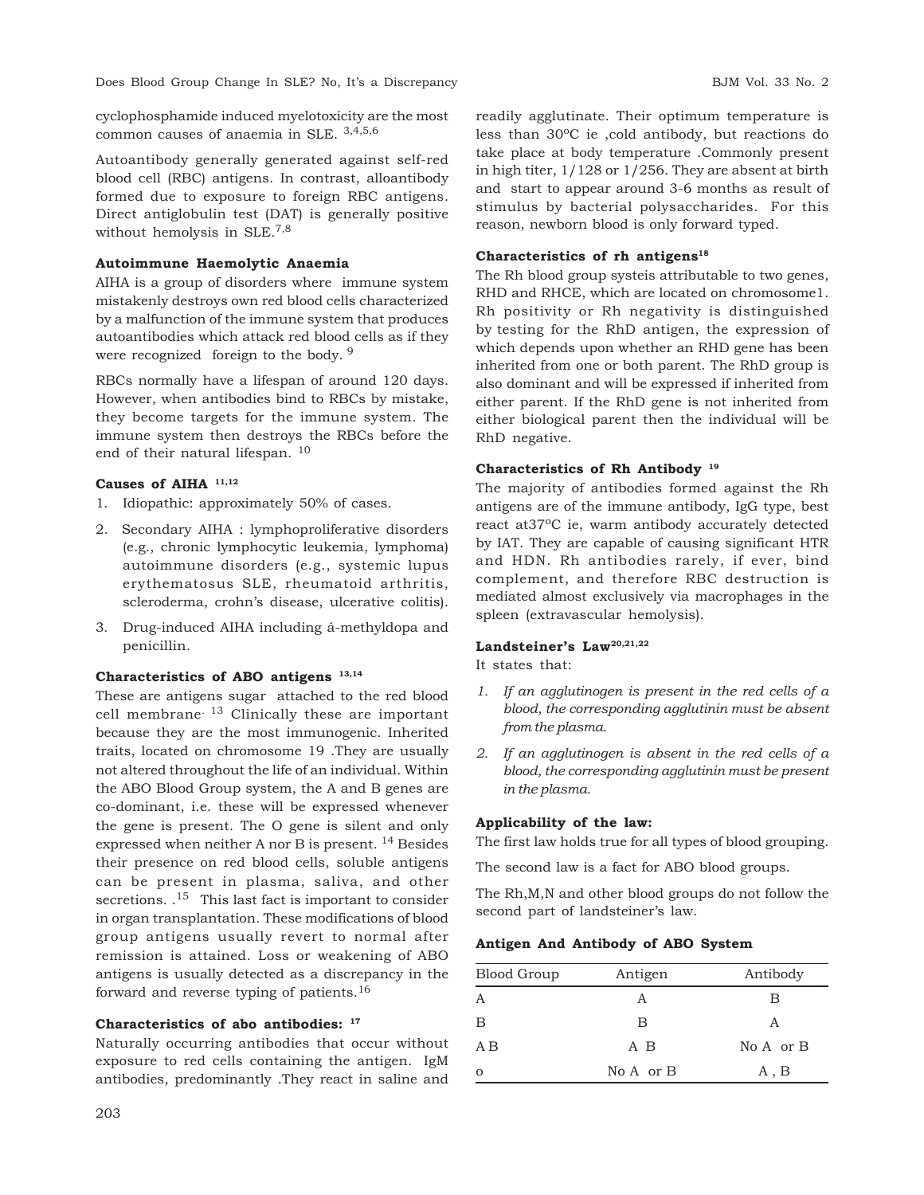cyclophosphamide induced myelotoxicity are the most common causes of anaemia in SLE. [3,4,5,6]

Autoantibody generally generated against self-red blood cell (RBC) antigens. In contrast, alloantibody formed due to exposure to foreign RBC antigens. Direct antiglobulin test (DAT) is generally positive without hemolysis in SLE.[7,8]

**Autoimmune Haemolytic Anaemia**

AIHA is a group of disorders where immune system mistakenly destroys own red blood cells characterized by a malfunction of the immune system that produces autoantibodies which attack red blood cells as if they were recognized foreign to the body. [9]

RBCs normally have a lifespan of around 120 days. However, when antibodies bind to RBCs by mistake, they become targets for the immune system. The immune system then destroys the RBCs before the end of their natural lifespan. [10]

**Causes of AIHA [11,12]**

1. Idiopathic: approximately 50% of cases.
2. Secondary AIHA : lymphoproliferative disorders (e.g., chronic lymphocytic leukemia, lymphoma) autoimmune disorders (e.g., systemic lupus erythematosus SLE, rheumatoid arthritis, scleroderma, crohn's disease, ulcerative colitis).
3. Drug-induced AIHA including á-methyldopa and penicillin.

**Characteristics of ABO antigens [13,14]**

These are antigens sugar attached to the red blood cell membrane. [13] Clinically these are important because they are the most immunogenic. Inherited traits, located on chromosome 19 .They are usually not altered throughout the life of an individual. Within the ABO Blood Group system, the A and B genes are co-dominant, i.e. these will be expressed whenever the gene is present. The O gene is silent and only expressed when neither A nor B is present. [14] Besides their presence on red blood cells, soluble antigens can be present in plasma, saliva, and other secretions. .[15] This last fact is important to consider in organ transplantation. These modifications of blood group antigens usually revert to normal after remission is attained. Loss or weakening of ABO antigens is usually detected as a discrepancy in the forward and reverse typing of patients.[16]

**Characteristics of abo antibodies: [17]**

Naturally occurring antibodies that occur without exposure to red cells containing the antigen. IgM antibodies, predominantly .They react in saline and readily agglutinate. Their optimum temperature is less than 30ºC ie ,cold antibody, but reactions do take place at body temperature .Commonly present in high titer, 1/128 or 1/256. They are absent at birth and start to appear around 3-6 months as result of stimulus by bacterial polysaccharides. For this reason, newborn blood is only forward typed.

**Characteristics of rh antigens[18]**

The Rh blood group systeis attributable to two genes, RHD and RHCE, which are located on chromosome1. Rh positivity or Rh negativity is distinguished by testing for the RhD antigen, the expression of which depends upon whether an RHD gene has been inherited from one or both parent. The RhD group is also dominant and will be expressed if inherited from either parent. If the RhD gene is not inherited from either biological parent then the individual will be RhD negative.

**Characteristics of Rh Antibody [19]**

The majority of antibodies formed against the Rh antigens are of the immune antibody, IgG type, best react at37ºC ie, warm antibody accurately detected by IAT. They are capable of causing significant HTR and HDN. Rh antibodies rarely, if ever, bind complement, and therefore RBC destruction is mediated almost exclusively via macrophages in the spleen (extravascular hemolysis).

**Landsteiner's Law[20,21,22]**

It states that:

1. *If an agglutinogen is present in the red cells of a blood, the corresponding agglutinin must be absent from the plasma.*
2. *If an agglutinogen is absent in the red cells of a blood, the corresponding agglutinin must be present in the plasma.*

**Applicability of the law:**

The first law holds true for all types of blood grouping.

The second law is a fact for ABO blood groups.

The Rh,M,N and other blood groups do not follow the second part of landsteiner's law.

**Antigen And Antibody of ABO System**

| Blood Group | Antigen | Antibody |
|---|---|---|
| A | A | B |
| B | B | A |
| A B | A B | No A or B |
| o | No A or B | A , B |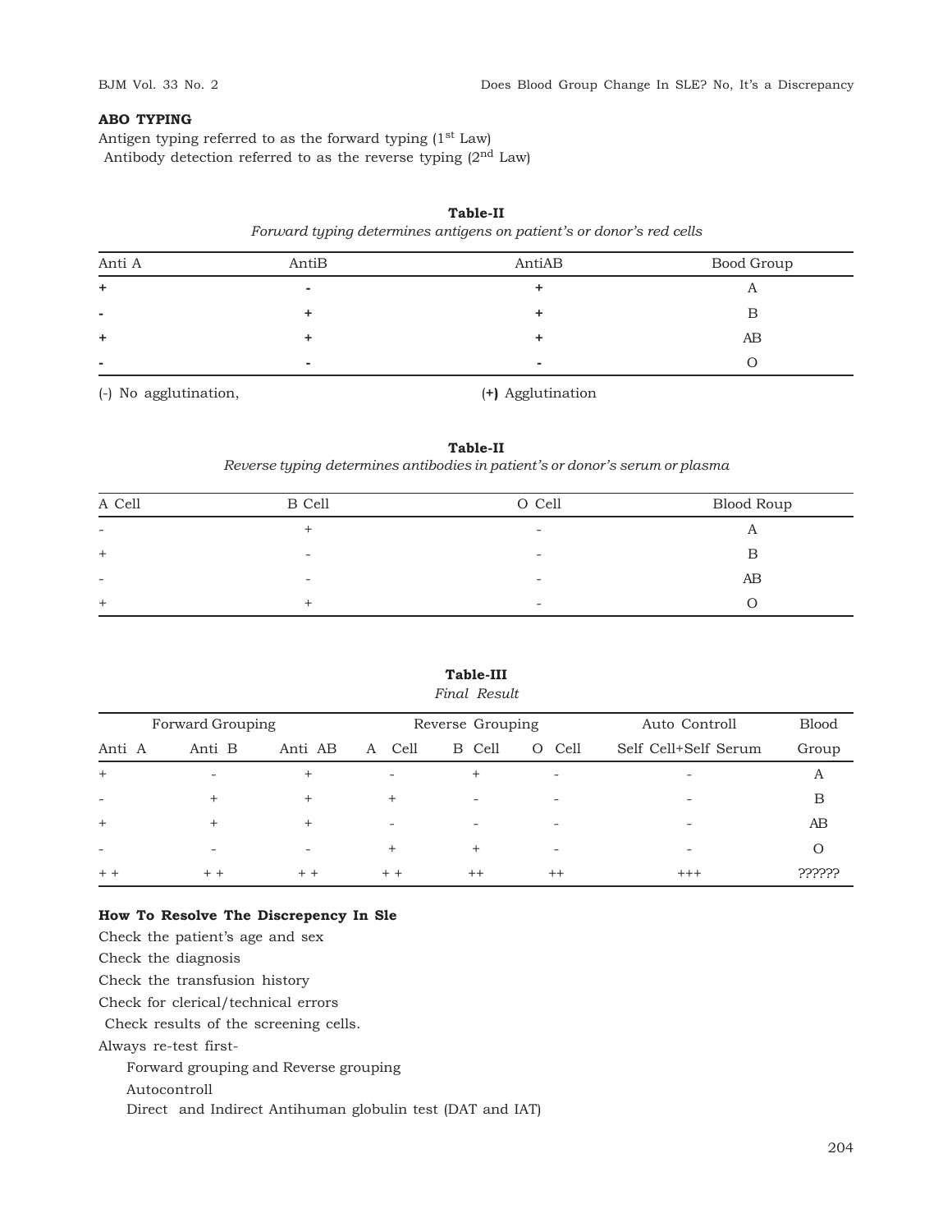**ABO TYPING**

Antigen typing referred to as the forward typing (1st Law)

Antibody detection referred to as the reverse typing (2nd Law)

**Table-II**

*Forward typing determines antigens on patient's or donor's red cells*

| Anti A | AntiB | AntiAB | Bood Group |
|---|---|---|---|
| + | - | + | A |
| - | + | + | B |
| + | + | + | AB |
| - | - | - | O |

(-) No agglutination, **(+)** Agglutination

**Table-II**

*Reverse typing determines antibodies in patient's or donor's serum or plasma*

| A Cell | B Cell | O Cell | Blood Roup |
|---|---|---|---|
| - | + | - | A |
| + | - | - | B |
| - | - | - | AB |
| + | + | - | O |

**Table-III**

*Final Result*

| Forward Grouping | | | Reverse Grouping | | | Auto Controll | Blood |
|---|---|---|---|---|---|---|---|
| Anti A | Anti B | Anti AB | A Cell | B Cell | O Cell | Self Cell+Self Serum | Group |
| + | - | + | - | + | - | - | A |
| - | + | + | + | - | - | - | B |
| + | + | + | - | - | - | - | AB |
| - | - | - | + | + | - | - | O |
| + + | + + | + + | + + | ++ | ++ | +++ | ?????? |

**How To Resolve The Discrepency In Sle**

Check the patient's age and sex

Check the diagnosis

Check the transfusion history

Check for clerical/technical errors

Check results of the screening cells.

Always re-test first-

- Forward grouping and Reverse grouping
- Autocontroll
- Direct and Indirect Antihuman globulin test (DAT and IAT)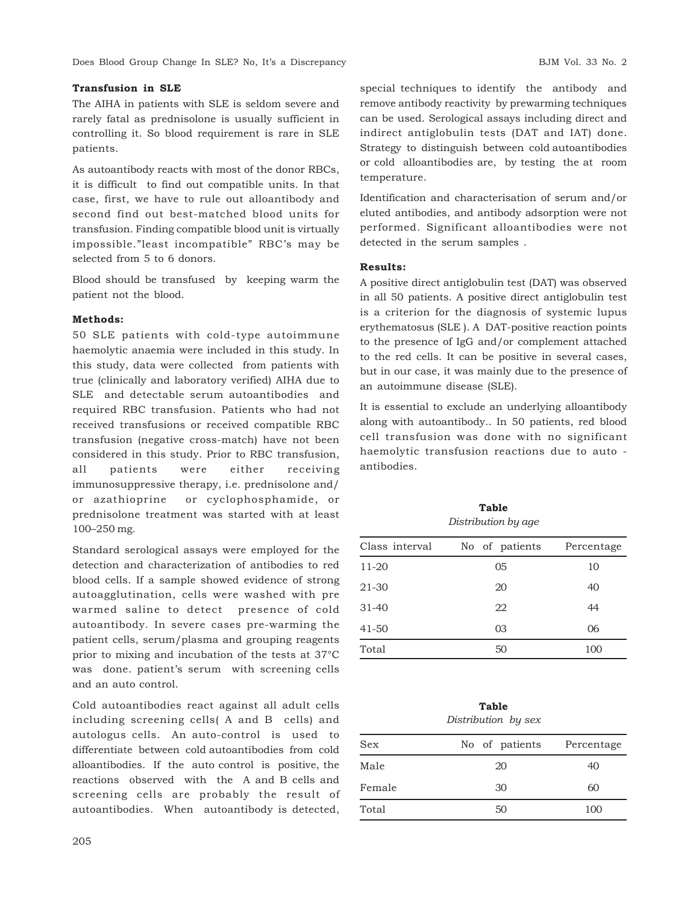**Transfusion in SLE**

The AIHA in patients with SLE is seldom severe and rarely fatal as prednisolone is usually sufficient in controlling it. So blood requirement is rare in SLE patients.

As autoantibody reacts with most of the donor RBCs, it is difficult to find out compatible units. In that case, first, we have to rule out alloantibody and second find out best-matched blood units for transfusion. Finding compatible blood unit is virtually impossible."least incompatible" RBC's may be selected from 5 to 6 donors.

Blood should be transfused by keeping warm the patient not the blood.

**Methods:**

50 SLE patients with cold-type autoimmune haemolytic anaemia were included in this study. In this study, data were collected from patients with true (clinically and laboratory verified) AIHA due to SLE and detectable serum autoantibodies and required RBC transfusion. Patients who had not received transfusions or received compatible RBC transfusion (negative cross-match) have not been considered in this study. Prior to RBC transfusion, all patients were either receiving immunosuppressive therapy, i.e. prednisolone and/ or azathioprine or cyclophosphamide, or prednisolone treatment was started with at least 100–250 mg.

Standard serological assays were employed for the detection and characterization of antibodies to red blood cells. If a sample showed evidence of strong autoagglutination, cells were washed with pre warmed saline to detect presence of cold autoantibody. In severe cases pre-warming the patient cells, serum/plasma and grouping reagents prior to mixing and incubation of the tests at 37°C was done. patient's serum with screening cells and an auto control.

Cold autoantibodies react against all adult cells including screening cells( A and B cells) and autologus cells. An auto-control is used to differentiate between cold autoantibodies from cold alloantibodies. If the auto control is positive, the reactions observed with the A and B cells and screening cells are probably the result of autoantibodies. When autoantibody is detected, special techniques to identify the antibody and remove antibody reactivity by prewarming techniques can be used. Serological assays including direct and indirect antiglobulin tests (DAT and IAT) done. Strategy to distinguish between cold autoantibodies or cold alloantibodies are, by testing the at room temperature.

Identification and characterisation of serum and/or eluted antibodies, and antibody adsorption were not performed. Significant alloantibodies were not detected in the serum samples .

**Results:**

A positive direct antiglobulin test (DAT) was observed in all 50 patients. A positive direct antiglobulin test is a criterion for the diagnosis of systemic lupus erythematosus (SLE ). A DAT-positive reaction points to the presence of IgG and/or complement attached to the red cells. It can be positive in several cases, but in our case, it was mainly due to the presence of an autoimmune disease (SLE).

It is essential to exclude an underlying alloantibody along with autoantibody.. In 50 patients, red blood cell transfusion was done with no significant haemolytic transfusion reactions due to auto - antibodies.

**Table**

*Distribution by age*

| Class interval | No of patients | Percentage |
|---|---|---|
| 11-20 | 05 | 10 |
| 21-30 | 20 | 40 |
| 31-40 | 22 | 44 |
| 41-50 | 03 | 06 |
| Total | 50 | 100 |

**Table**

*Distribution by sex*

| Sex | No of patients | Percentage |
|---|---|---|
| Male | 20 | 40 |
| Female | 30 | 60 |
| Total | 50 | 100 |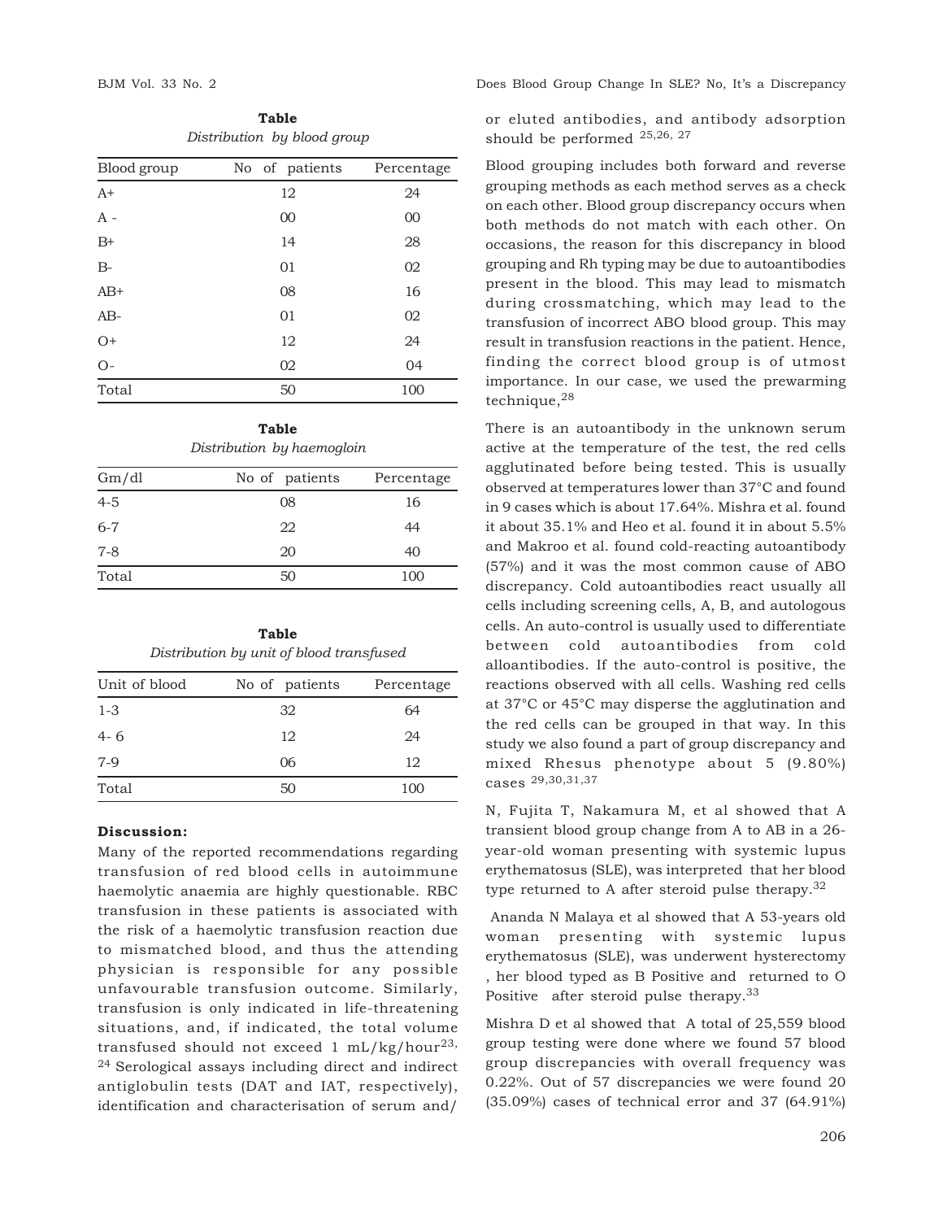**Table**

*Distribution by blood group*

| Blood group | No of patients | Percentage |
|---|---|---|
| A+ | 12 | 24 |
| A - | 00 | 00 |
| B+ | 14 | 28 |
| B- | 01 | 02 |
| AB+ | 08 | 16 |
| AB- | 01 | 02 |
| O+ | 12 | 24 |
| O- | 02 | 04 |
| Total | 50 | 100 |

**Table**

*Distribution by haemogloin*

| Gm/dl | No of patients | Percentage |
|---|---|---|
| 4-5 | 08 | 16 |
| 6-7 | 22 | 44 |
| 7-8 | 20 | 40 |
| Total | 50 | 100 |

**Table**

*Distribution by unit of blood transfused*

| Unit of blood | No of patients | Percentage |
|---|---|---|
| 1-3 | 32 | 64 |
| 4- 6 | 12 | 24 |
| 7-9 | 06 | 12 |
| Total | 50 | 100 |

**Discussion:**

Many of the reported recommendations regarding transfusion of red blood cells in autoimmune haemolytic anaemia are highly questionable. RBC transfusion in these patients is associated with the risk of a haemolytic transfusion reaction due to mismatched blood, and thus the attending physician is responsible for any possible unfavourable transfusion outcome. Similarly, transfusion is only indicated in life-threatening situations, and, if indicated, the total volume transfused should not exceed 1 mL/kg/hour[23, 24] Serological assays including direct and indirect antiglobulin tests (DAT and IAT, respectively), identification and characterisation of serum and/ or eluted antibodies, and antibody adsorption should be performed [25,26, 27]

Blood grouping includes both forward and reverse grouping methods as each method serves as a check on each other. Blood group discrepancy occurs when both methods do not match with each other. On occasions, the reason for this discrepancy in blood grouping and Rh typing may be due to autoantibodies present in the blood. This may lead to mismatch during crossmatching, which may lead to the transfusion of incorrect ABO blood group. This may result in transfusion reactions in the patient. Hence, finding the correct blood group is of utmost importance. In our case, we used the prewarming technique,[28]

There is an autoantibody in the unknown serum active at the temperature of the test, the red cells agglutinated before being tested. This is usually observed at temperatures lower than 37°C and found in 9 cases which is about 17.64%. Mishra et al. found it about 35.1% and Heo et al. found it in about 5.5% and Makroo et al. found cold-reacting autoantibody (57%) and it was the most common cause of ABO discrepancy. Cold autoantibodies react usually all cells including screening cells, A, B, and autologous cells. An auto-control is usually used to differentiate between cold autoantibodies from cold alloantibodies. If the auto-control is positive, the reactions observed with all cells. Washing red cells at 37°C or 45°C may disperse the agglutination and the red cells can be grouped in that way. In this study we also found a part of group discrepancy and mixed Rhesus phenotype about 5 (9.80%) cases [29,30,31,37]

N, Fujita T, Nakamura M, et al showed that A transient blood group change from A to AB in a 26-year-old woman presenting with systemic lupus erythematosus (SLE), was interpreted that her blood type returned to A after steroid pulse therapy.[32]

Ananda N Malaya et al showed that A 53-years old woman presenting with systemic lupus erythematosus (SLE), was underwent hysterectomy , her blood typed as B Positive and returned to O Positive after steroid pulse therapy.[33]

Mishra D et al showed that A total of 25,559 blood group testing were done where we found 57 blood group discrepancies with overall frequency was 0.22%. Out of 57 discrepancies we were found 20 (35.09%) cases of technical error and 37 (64.91%)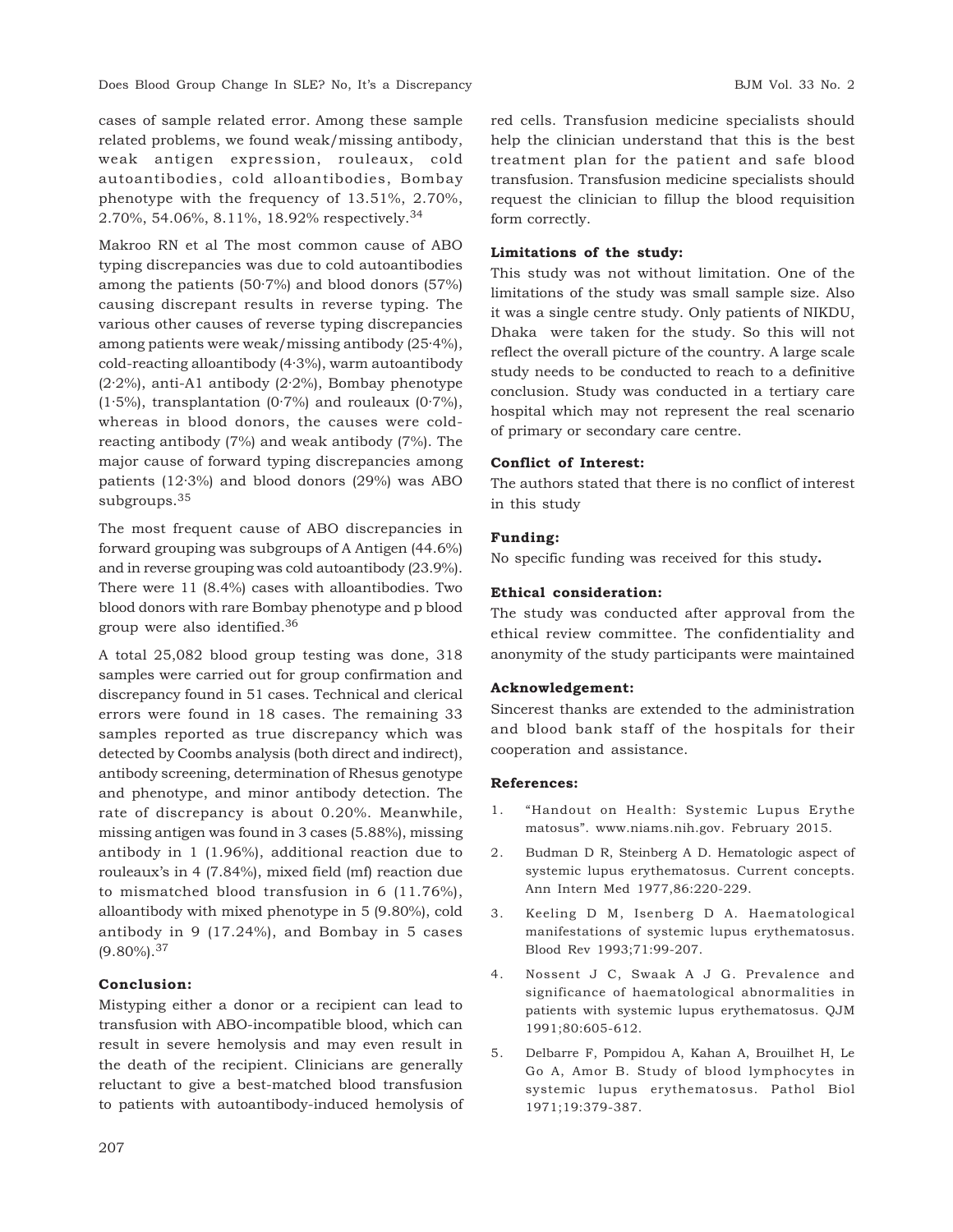cases of sample related error. Among these sample related problems, we found weak/missing antibody, weak antigen expression, rouleaux, cold autoantibodies, cold alloantibodies, Bombay phenotype with the frequency of 13.51%, 2.70%, 2.70%, 54.06%, 8.11%, 18.92% respectively.[34]

Makroo RN et al The most common cause of ABO typing discrepancies was due to cold autoantibodies among the patients (50·7%) and blood donors (57%) causing discrepant results in reverse typing. The various other causes of reverse typing discrepancies among patients were weak/missing antibody (25·4%), cold-reacting alloantibody (4·3%), warm autoantibody (2·2%), anti-A1 antibody (2·2%), Bombay phenotype (1·5%), transplantation (0·7%) and rouleaux (0·7%), whereas in blood donors, the causes were cold-reacting antibody (7%) and weak antibody (7%). The major cause of forward typing discrepancies among patients (12·3%) and blood donors (29%) was ABO subgroups.[35]

The most frequent cause of ABO discrepancies in forward grouping was subgroups of A Antigen (44.6%) and in reverse grouping was cold autoantibody (23.9%). There were 11 (8.4%) cases with alloantibodies. Two blood donors with rare Bombay phenotype and p blood group were also identified.[36]

A total 25,082 blood group testing was done, 318 samples were carried out for group confirmation and discrepancy found in 51 cases. Technical and clerical errors were found in 18 cases. The remaining 33 samples reported as true discrepancy which was detected by Coombs analysis (both direct and indirect), antibody screening, determination of Rhesus genotype and phenotype, and minor antibody detection. The rate of discrepancy is about 0.20%. Meanwhile, missing antigen was found in 3 cases (5.88%), missing antibody in 1 (1.96%), additional reaction due to rouleaux's in 4 (7.84%), mixed field (mf) reaction due to mismatched blood transfusion in 6 (11.76%), alloantibody with mixed phenotype in 5 (9.80%), cold antibody in 9 (17.24%), and Bombay in 5 cases (9.80%).[37]

### Conclusion:

Mistyping either a donor or a recipient can lead to transfusion with ABO-incompatible blood, which can result in severe hemolysis and may even result in the death of the recipient. Clinicians are generally reluctant to give a best-matched blood transfusion to patients with autoantibody-induced hemolysis of red cells. Transfusion medicine specialists should help the clinician understand that this is the best treatment plan for the patient and safe blood transfusion. Transfusion medicine specialists should request the clinician to fillup the blood requisition form correctly.

### Limitations of the study:

This study was not without limitation. One of the limitations of the study was small sample size. Also it was a single centre study. Only patients of NIKDU, Dhaka were taken for the study. So this will not reflect the overall picture of the country. A large scale study needs to be conducted to reach to a definitive conclusion. Study was conducted in a tertiary care hospital which may not represent the real scenario of primary or secondary care centre.

### Conflict of Interest:

The authors stated that there is no conflict of interest in this study

### Funding:

No specific funding was received for this study**.**

### Ethical consideration:

The study was conducted after approval from the ethical review committee. The confidentiality and anonymity of the study participants were maintained

### Acknowledgement:

Sincerest thanks are extended to the administration and blood bank staff of the hospitals for their cooperation and assistance.

### References:

1. "Handout on Health: Systemic Lupus Erythe matosus". www.niams.nih.gov. February 2015.
2. Budman D R, Steinberg A D. Hematologic aspect of systemic lupus erythematosus. Current concepts. Ann Intern Med 1977,86:220-229.
3. Keeling D M, Isenberg D A. Haematological manifestations of systemic lupus erythematosus. Blood Rev 1993;71:99-207.
4. Nossent J C, Swaak A J G. Prevalence and significance of haematological abnormalities in patients with systemic lupus erythematosus. QJM 1991;80:605-612.
5. Delbarre F, Pompidou A, Kahan A, Brouilhet H, Le Go A, Amor B. Study of blood lymphocytes in systemic lupus erythematosus. Pathol Biol 1971;19:379-387.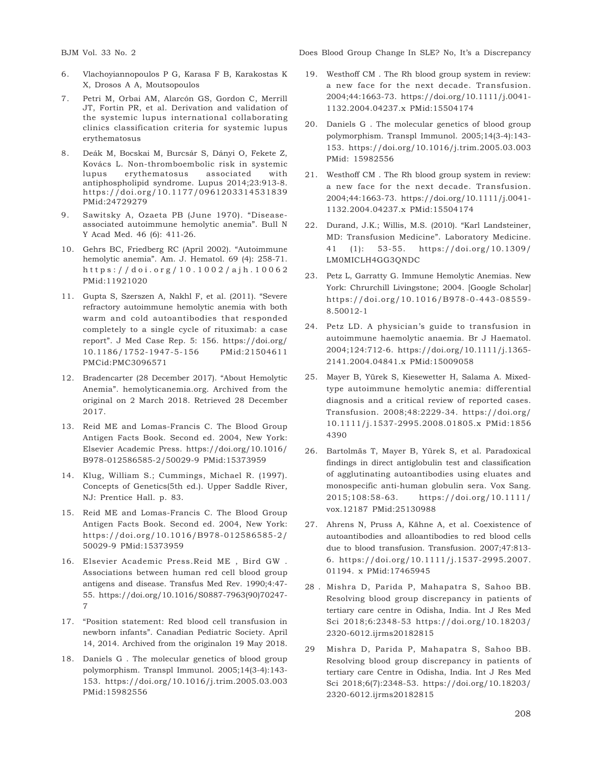6. Vlachoyiannopoulos P G, Karasa F B, Karakostas K X, Drosos A A, Moutsopoulos

7. Petri M, Orbai AM, Alarcón GS, Gordon C, Merrill JT, Fortin PR, et al. Derivation and validation of the systemic lupus international collaborating clinics classification criteria for systemic lupus erythematosus

8. Deák M, Bocskai M, Burcsár S, Dányi O, Fekete Z, Kovács L. Non-thromboembolic risk in systemic lupus erythematosus associated with antiphospholipid syndrome. Lupus 2014;23:913-8. https://doi.org/10.1177/0961203314531839 PMid:24729279

9. Sawitsky A, Ozaeta PB (June 1970). "Disease-associated autoimmune hemolytic anemia". Bull N Y Acad Med. 46 (6): 411-26.

10. Gehrs BC, Friedberg RC (April 2002). "Autoimmune hemolytic anemia". Am. J. Hematol. 69 (4): 258-71. https://doi.org/10.1002/ajh.10062 PMid:11921020

11. Gupta S, Szerszen A, Nakhl F, et al. (2011). "Severe refractory autoimmune hemolytic anemia with both warm and cold autoantibodies that responded completely to a single cycle of rituximab: a case report". J Med Case Rep. 5: 156. https://doi.org/10.1186/1752-1947-5-156 PMid:21504611 PMCid:PMC3096571

12. Bradencarter (28 December 2017). "About Hemolytic Anemia". hemolyticanemia.org. Archived from the original on 2 March 2018. Retrieved 28 December 2017.

13. Reid ME and Lomas-Francis C. The Blood Group Antigen Facts Book. Second ed. 2004, New York: Elsevier Academic Press. https://doi.org/10.1016/B978-012586585-2/50029-9 PMid:15373959

14. Klug, William S.; Cummings, Michael R. (1997). Concepts of Genetics(5th ed.). Upper Saddle River, NJ: Prentice Hall. p. 83.

15. Reid ME and Lomas-Francis C. The Blood Group Antigen Facts Book. Second ed. 2004, New York: https://doi.org/10.1016/B978-012586585-2/50029-9 PMid:15373959

16. Elsevier Academic Press.Reid ME , Bird GW . Associations between human red cell blood group antigens and disease. Transfus Med Rev. 1990;4:47-55. https://doi.org/10.1016/S0887-7963(90)70247-7

17. "Position statement: Red blood cell transfusion in newborn infants". Canadian Pediatric Society. April 14, 2014. Archived from the originalon 19 May 2018.

18. Daniels G . The molecular genetics of blood group polymorphism. Transpl Immunol. 2005;14(3-4):143-153. https://doi.org/10.1016/j.trim.2005.03.003 PMid:15982556

19. Westhoff CM . The Rh blood group system in review: a new face for the next decade. Transfusion. 2004;44:1663-73. https://doi.org/10.1111/j.0041-1132.2004.04237.x PMid:15504174

20. Daniels G . The molecular genetics of blood group polymorphism. Transpl Immunol. 2005;14(3-4):143-153. https://doi.org/10.1016/j.trim.2005.03.003 PMid: 15982556

21. Westhoff CM . The Rh blood group system in review: a new face for the next decade. Transfusion. 2004;44:1663-73. https://doi.org/10.1111/j.0041-1132.2004.04237.x PMid:15504174

22. Durand, J.K.; Willis, M.S. (2010). "Karl Landsteiner, MD: Transfusion Medicine". Laboratory Medicine. 41 (1): 53-55. https://doi.org/10.1309/LM0MICLH4GG3QNDC

23. Petz L, Garratty G. Immune Hemolytic Anemias. New York: Chrurchill Livingstone; 2004. [Google Scholar] https://doi.org/10.1016/B978-0-443-08559-8.50012-1

24. Petz LD. A physician's guide to transfusion in autoimmune haemolytic anaemia. Br J Haematol. 2004;124:712-6. https://doi.org/10.1111/j.1365-2141.2004.04841.x PMid:15009058

25. Mayer B, Yürek S, Kiesewetter H, Salama A. Mixed-type autoimmune hemolytic anemia: differential diagnosis and a critical review of reported cases. Transfusion. 2008;48:2229-34. https://doi.org/10.1111/j.1537-2995.2008.01805.x PMid:18564390

26. Bartolmäs T, Mayer B, Yürek S, et al. Paradoxical findings in direct antiglobulin test and classification of agglutinating autoantibodies using eluates and monospecific anti-human globulin sera. Vox Sang. 2015;108:58-63. https://doi.org/10.1111/vox.12187 PMid:25130988

27. Ahrens N, Pruss A, Kähne A, et al. Coexistence of autoantibodies and alloantibodies to red blood cells due to blood transfusion. Transfusion. 2007;47:813-6. https://doi.org/10.1111/j.1537-2995.2007.01194. x PMid:17465945

28 . Mishra D, Parida P, Mahapatra S, Sahoo BB. Resolving blood group discrepancy in patients of tertiary care centre in Odisha, India. Int J Res Med Sci 2018;6:2348-53 https://doi.org/10.18203/2320-6012.ijrms20182815

29 Mishra D, Parida P, Mahapatra S, Sahoo BB. Resolving blood group discrepancy in patients of tertiary care Centre in Odisha, India. Int J Res Med Sci 2018;6(7):2348-53. https://doi.org/10.18203/2320-6012.ijrms20182815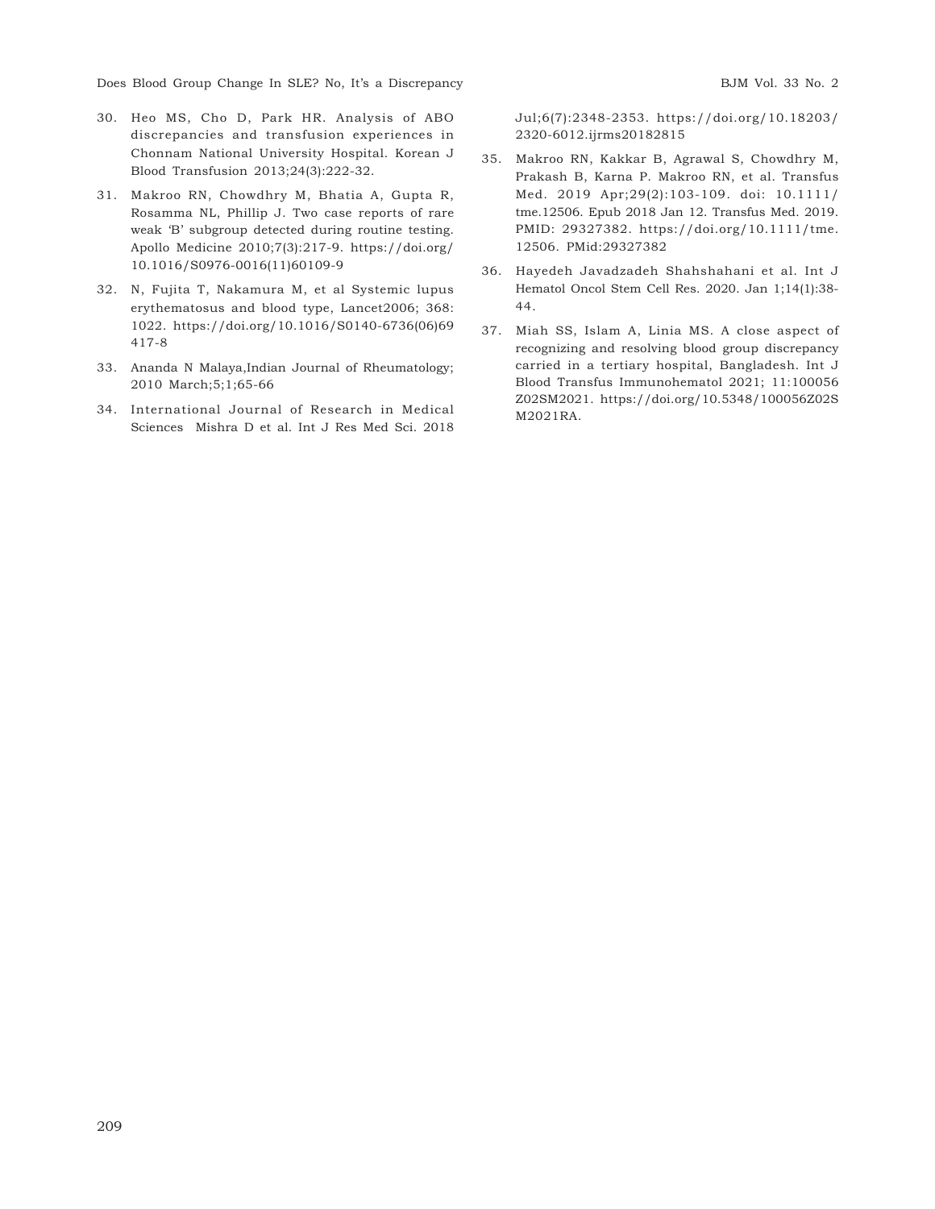30. Heo MS, Cho D, Park HR. Analysis of ABO discrepancies and transfusion experiences in Chonnam National University Hospital. Korean J Blood Transfusion 2013;24(3):222-32.

31. Makroo RN, Chowdhry M, Bhatia A, Gupta R, Rosamma NL, Phillip J. Two case reports of rare weak 'B' subgroup detected during routine testing. Apollo Medicine 2010;7(3):217-9. https://doi.org/10.1016/S0976-0016(11)60109-9

32. N, Fujita T, Nakamura M, et al Systemic lupus erythematosus and blood type, Lancet2006; 368: 1022. https://doi.org/10.1016/S0140-6736(06)69417-8

33. Ananda N Malaya,Indian Journal of Rheumatology; 2010 March;5;1;65-66

34. International Journal of Research in Medical Sciences Mishra D et al. Int J Res Med Sci. 2018 Jul;6(7):2348-2353. https://doi.org/10.18203/2320-6012.ijrms20182815

35. Makroo RN, Kakkar B, Agrawal S, Chowdhry M, Prakash B, Karna P. Makroo RN, et al. Transfus Med. 2019 Apr;29(2):103-109. doi: 10.1111/tme.12506. Epub 2018 Jan 12. Transfus Med. 2019. PMID: 29327382. https://doi.org/10.1111/tme.12506. PMid:29327382

36. Hayedeh Javadzadeh Shahshahani et al. Int J Hematol Oncol Stem Cell Res. 2020. Jan 1;14(1):38-44.

37. Miah SS, Islam A, Linia MS. A close aspect of recognizing and resolving blood group discrepancy carried in a tertiary hospital, Bangladesh. Int J Blood Transfus Immunohematol 2021; 11:100056Z02SM2021. https://doi.org/10.5348/100056Z02SM2021RA.